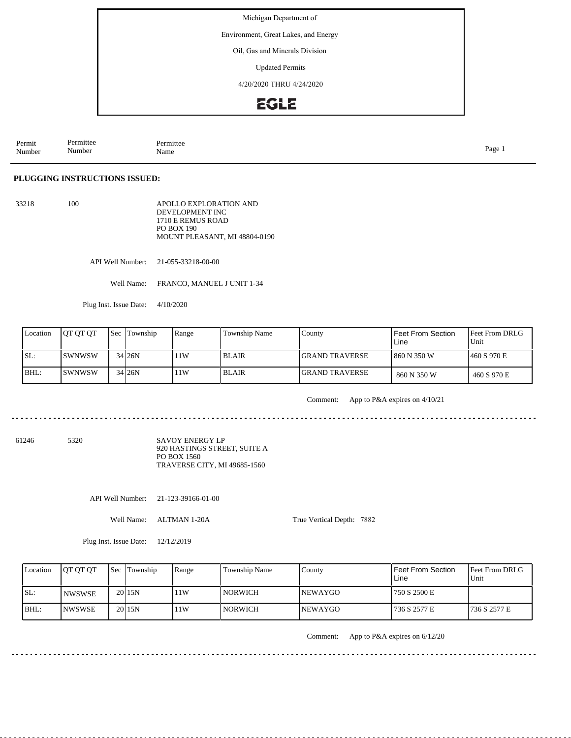Michigan Department of

Environment, Great Lakes, and Energy

Oil, Gas and Minerals Division

Updated Permits

4/20/2020 THRU 4/24/2020

EGLE

| Permit Number | Permittee Number | Permittee Name |
|---|---|---|

## PLUGGING INSTRUCTIONS ISSUED:

33218 | 100 | APOLLO EXPLORATION AND DEVELOPMENT INC
1710 E REMUS ROAD
PO BOX 190
MOUNT PLEASANT, MI 48804-0190

API Well Number: 21-055-33218-00-00

Well Name: FRANCO, MANUEL J UNIT 1-34

Plug Inst. Issue Date: 4/10/2020

| Location | QT QT QT | Sec | Township | Range | Township Name | County | Feet From Section Line | Feet From DRLG Unit |
|---|---|---|---|---|---|---|---|---|
| SL: | SWNWSW | 34 | 26N | 11W | BLAIR | GRAND TRAVERSE | 860 N 350 W | 460 S 970 E |
| BHL: | SWNWSW | 34 | 26N | 11W | BLAIR | GRAND TRAVERSE | 860 N 350 W | 460 S 970 E |

Comment: App to P&A expires on 4/10/21

---

61246 | 5320 | SAVOY ENERGY LP
920 HASTINGS STREET, SUITE A
PO BOX 1560
TRAVERSE CITY, MI 49685-1560

API Well Number: 21-123-39166-01-00

Well Name: ALTMAN 1-20A

True Vertical Depth: 7882

Plug Inst. Issue Date: 12/12/2019

| Location | QT QT QT | Sec | Township | Range | Township Name | County | Feet From Section Line | Feet From DRLG Unit |
|---|---|---|---|---|---|---|---|---|
| SL: | NWSWSE | 20 | 15N | 11W | NORWICH | NEWAYGO | 750 S 2500 E | |
| BHL: | NWSWSE | 20 | 15N | 11W | NORWICH | NEWAYGO | 736 S 2577 E | 736 S 2577 E |

Comment: App to P&A expires on 6/12/20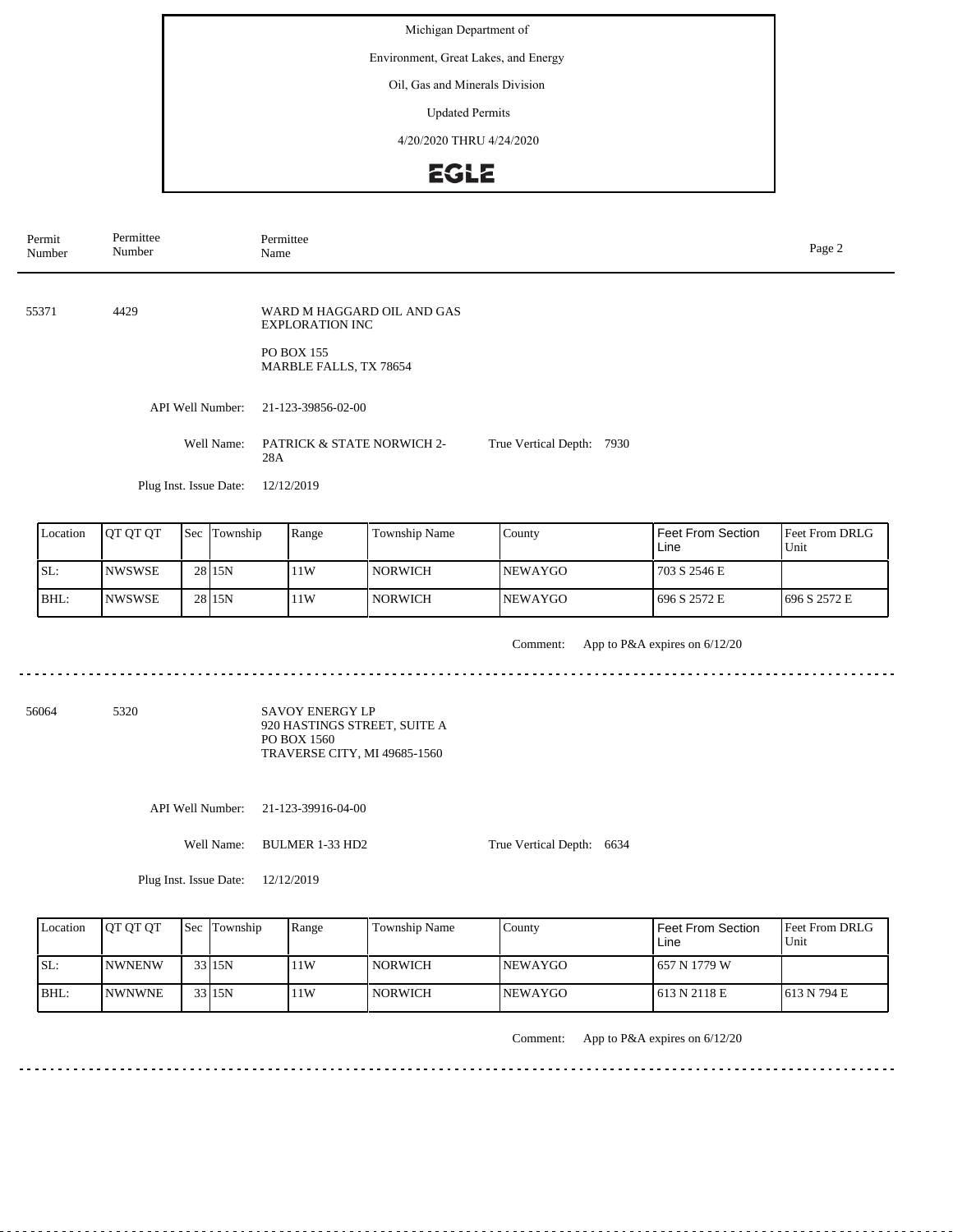Michigan Department of

Environment, Great Lakes, and Energy

Oil, Gas and Minerals Division

Updated Permits

4/20/2020 THRU 4/24/2020

EGLE

| Permit Number | Permittee Number | Permittee Name |
|---|---|---|

---

**55371** 4429

WARD M HAGGARD OIL AND GAS EXPLORATION INC

PO BOX 155
MARBLE FALLS, TX 78654

API Well Number: 21-123-39856-02-00

Well Name: PATRICK & STATE NORWICH 2-28A

True Vertical Depth: 7930

Plug Inst. Issue Date: 12/12/2019

| Location | QT QT QT | Sec | Township | Range | Township Name | County | Feet From Section Line | Feet From DRLG Unit |
|---|---|---|---|---|---|---|---|---|
| SL: | NWSWSE | 28 | 15N | 11W | NORWICH | NEWAYGO | 703 S 2546 E | |
| BHL: | NWSWSE | 28 | 15N | 11W | NORWICH | NEWAYGO | 696 S 2572 E | 696 S 2572 E |

Comment: App to P&A expires on 6/12/20

---

**56064** 5320

SAVOY ENERGY LP
920 HASTINGS STREET, SUITE A
PO BOX 1560
TRAVERSE CITY, MI 49685-1560

API Well Number: 21-123-39916-04-00

Well Name: BULMER 1-33 HD2

True Vertical Depth: 6634

Plug Inst. Issue Date: 12/12/2019

| Location | QT QT QT | Sec | Township | Range | Township Name | County | Feet From Section Line | Feet From DRLG Unit |
|---|---|---|---|---|---|---|---|---|
| SL: | NWNENW | 33 | 15N | 11W | NORWICH | NEWAYGO | 657 N 1779 W | |
| BHL: | NWNWNE | 33 | 15N | 11W | NORWICH | NEWAYGO | 613 N 2118 E | 613 N 794 E |

Comment: App to P&A expires on 6/12/20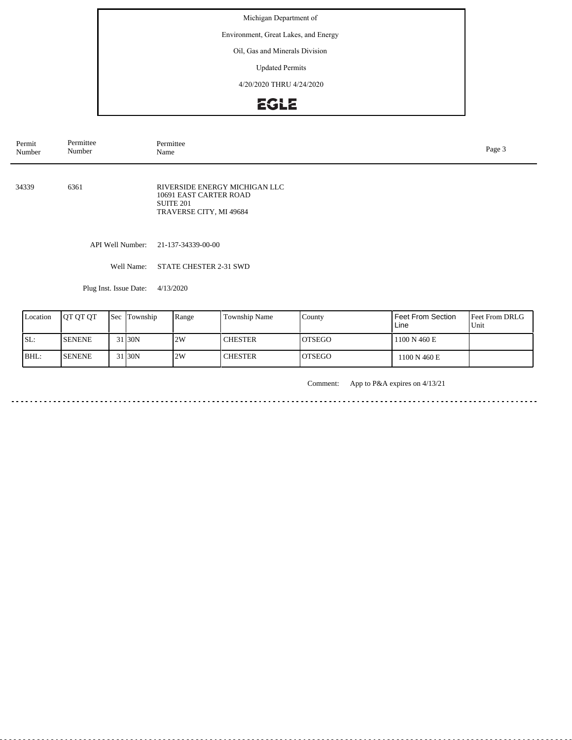Michigan Department of

Environment, Great Lakes, and Energy

Oil, Gas and Minerals Division

Updated Permits

4/20/2020 THRU 4/24/2020

EGLE

| Permit Number | Permittee Number | Permittee Name |
|---|---|---|
| 34339 | 6361 | RIVERSIDE ENERGY MICHIGAN LLC<br>10691 EAST CARTER ROAD<br>SUITE 201<br>TRAVERSE CITY, MI 49684 |

API Well Number: 21-137-34339-00-00

Well Name: STATE CHESTER 2-31 SWD

Plug Inst. Issue Date: 4/13/2020

| Location | QT QT QT | Sec | Township | Range | Township Name | County | Feet From Section Line | Feet From DRLG Unit |
|---|---|---|---|---|---|---|---|---|
| SL: | SENENE | 31 | 30N | 2W | CHESTER | OTSEGO | 1100 N 460 E | |
| BHL: | SENENE | 31 | 30N | 2W | CHESTER | OTSEGO | 1100 N 460 E | |

Comment: App to P&A expires on 4/13/21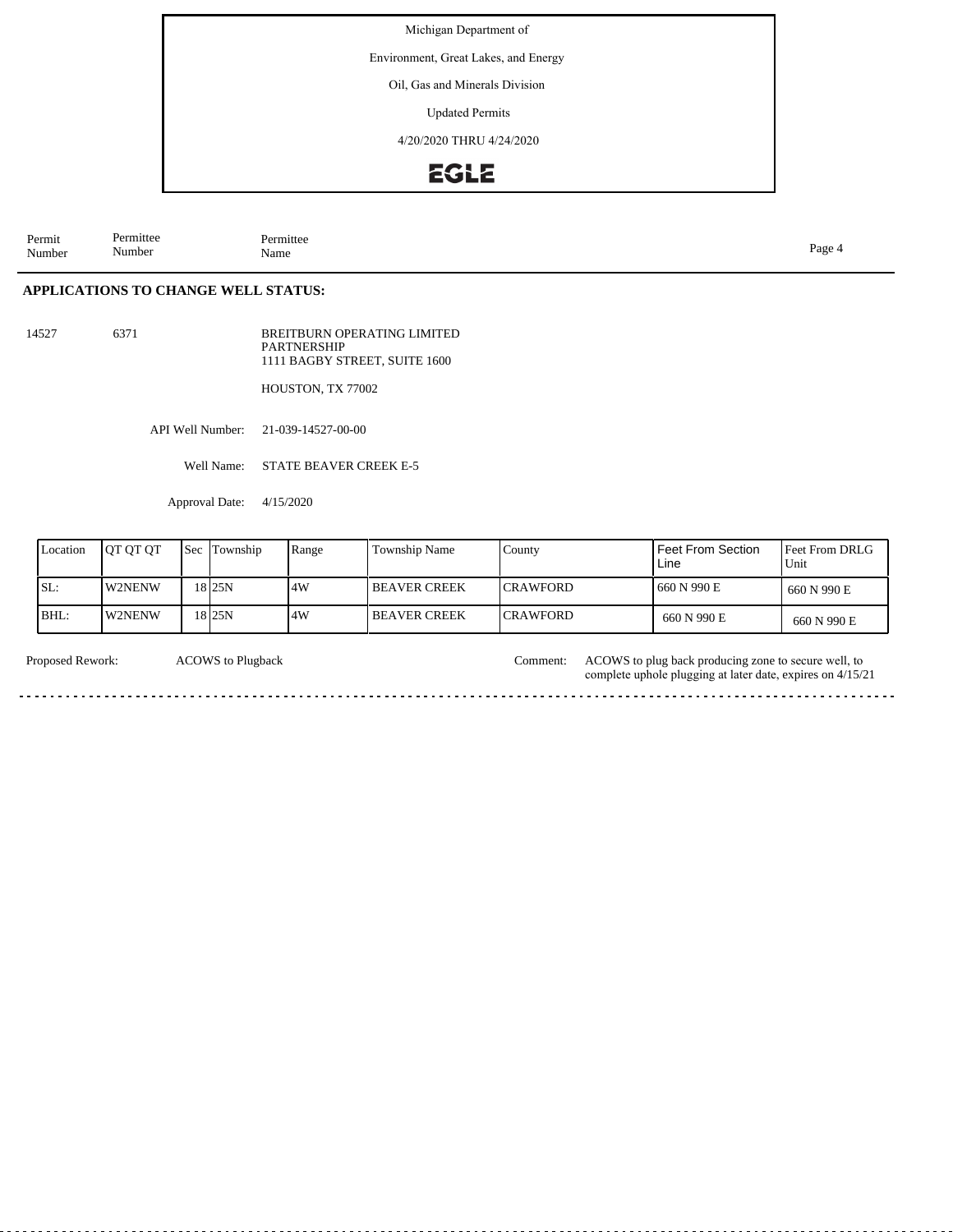Michigan Department of

Environment, Great Lakes, and Energy

Oil, Gas and Minerals Division

Updated Permits

4/20/2020 THRU 4/24/2020

EGLE

| Permit Number | Permittee Number | Permittee Name |
|---|---|---|

## APPLICATIONS TO CHANGE WELL STATUS:

14527 6371 BREITBURN OPERATING LIMITED PARTNERSHIP
1111 BAGBY STREET, SUITE 1600

HOUSTON, TX 77002

API Well Number: 21-039-14527-00-00

Well Name: STATE BEAVER CREEK E-5

Approval Date: 4/15/2020

| Location | QT QT QT | Sec | Township | Range | Township Name | County | Feet From Section Line | Feet From DRLG Unit |
|---|---|---|---|---|---|---|---|---|
| SL: | W2NENW | 18 | 25N | 4W | BEAVER CREEK | CRAWFORD | 660 N 990 E | 660 N 990 E |
| BHL: | W2NENW | 18 | 25N | 4W | BEAVER CREEK | CRAWFORD | 660 N 990 E | 660 N 990 E |

Proposed Rework: ACOWS to Plugback

Comment: ACOWS to plug back producing zone to secure well, to complete uphole plugging at later date, expires on 4/15/21